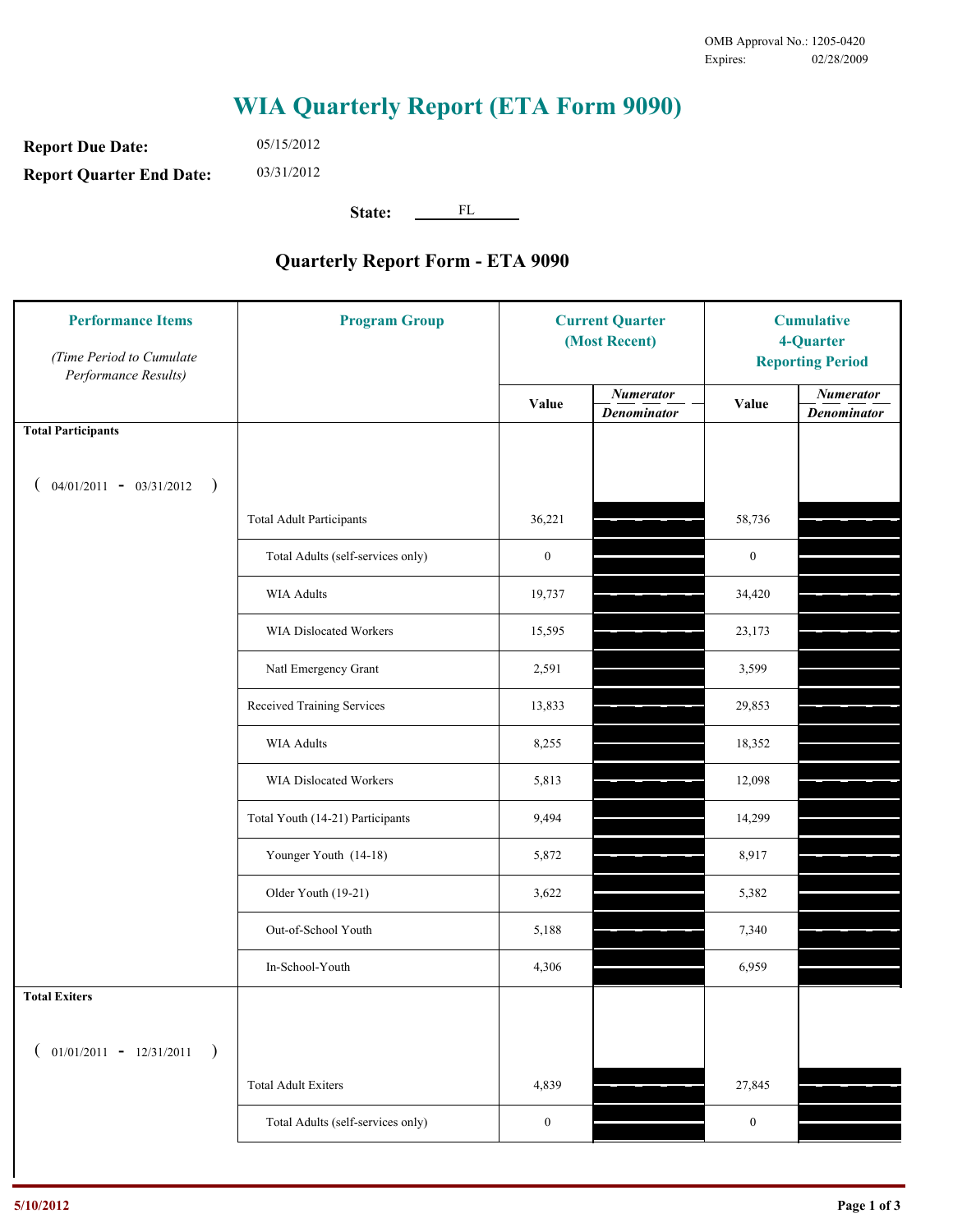OMB Approval No.: 1205-0420
Expires: 02/28/2009

# WIA Quarterly Report (ETA Form 9090)

**Report Due Date:** 05/15/2012

**Report Quarter End Date:** 03/31/2012

**State:** FL

## Quarterly Report Form - ETA 9090

| Performance Items (Time Period to Cumulate Performance Results) | Program Group | Current Quarter (Most Recent) | | Cumulative 4-Quarter Reporting Period | |
|---|---|---|---|---|---|
| | | Value | Numerator / Denominator | Value | Numerator / Denominator |
| **Total Participants** ( 04/01/2011 - 03/31/2012 ) | | | | | |
| | Total Adult Participants | 36,221 | | 58,736 | |
| | Total Adults (self-services only) | 0 | | 0 | |
| | WIA Adults | 19,737 | | 34,420 | |
| | WIA Dislocated Workers | 15,595 | | 23,173 | |
| | Natl Emergency Grant | 2,591 | | 3,599 | |
| | Received Training Services | 13,833 | | 29,853 | |
| | WIA Adults | 8,255 | | 18,352 | |
| | WIA Dislocated Workers | 5,813 | | 12,098 | |
| | Total Youth (14-21) Participants | 9,494 | | 14,299 | |
| | Younger Youth (14-18) | 5,872 | | 8,917 | |
| | Older Youth (19-21) | 3,622 | | 5,382 | |
| | Out-of-School Youth | 5,188 | | 7,340 | |
| | In-School-Youth | 4,306 | | 6,959 | |
| **Total Exiters** ( 01/01/2011 - 12/31/2011 ) | | | | | |
| | Total Adult Exiters | 4,839 | | 27,845 | |
| | Total Adults (self-services only) | 0 | | 0 | |

5/10/2012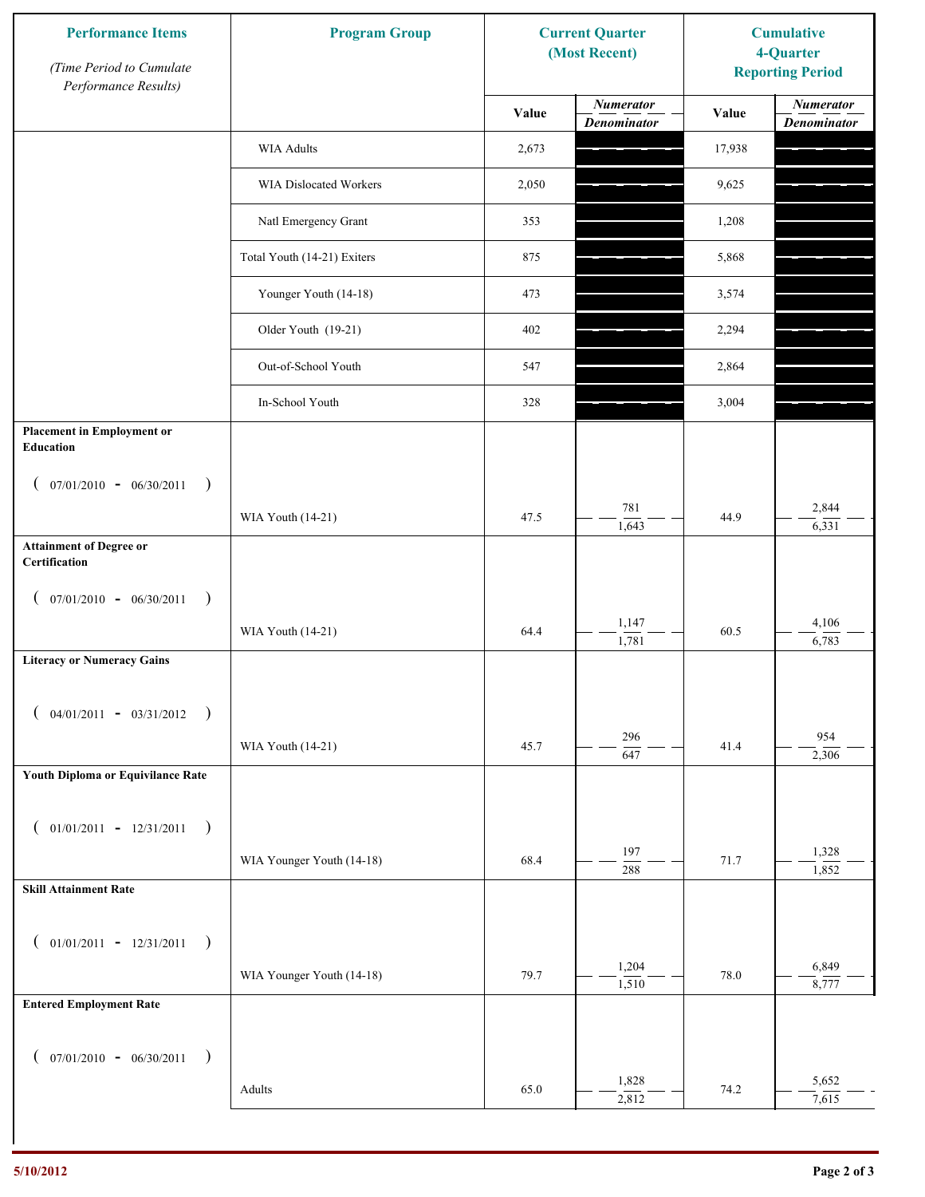| Performance Items *(Time Period to Cumulate Performance Results)* | Program Group | Current Quarter (Most Recent) | | Cumulative 4-Quarter Reporting Period | |
|---|---|---|---|---|---|
| | | Value | *Numerator* / *Denominator* | Value | *Numerator* / *Denominator* |
| | WIA Adults | 2,673 | | 17,938 | |
| | WIA Dislocated Workers | 2,050 | | 9,625 | |
| | Natl Emergency Grant | 353 | | 1,208 | |
| | Total Youth (14-21) Exiters | 875 | | 5,868 | |
| | Younger Youth (14-18) | 473 | | 3,574 | |
| | Older Youth (19-21) | 402 | | 2,294 | |
| | Out-of-School Youth | 547 | | 2,864 | |
| | In-School Youth | 328 | | 3,004 | |
| **Placement in Employment or Education** ( 07/01/2010 - 06/30/2011 ) | WIA Youth (14-21) | 47.5 | 781 / 1,643 | 44.9 | 2,844 / 6,331 |
| **Attainment of Degree or Certification** ( 07/01/2010 - 06/30/2011 ) | WIA Youth (14-21) | 64.4 | 1,147 / 1,781 | 60.5 | 4,106 / 6,783 |
| **Literacy or Numeracy Gains** ( 04/01/2011 - 03/31/2012 ) | WIA Youth (14-21) | 45.7 | 296 / 647 | 41.4 | 954 / 2,306 |
| **Youth Diploma or Equivilance Rate** ( 01/01/2011 - 12/31/2011 ) | WIA Younger Youth (14-18) | 68.4 | 197 / 288 | 71.7 | 1,328 / 1,852 |
| **Skill Attainment Rate** ( 01/01/2011 - 12/31/2011 ) | WIA Younger Youth (14-18) | 79.7 | 1,204 / 1,510 | 78.0 | 6,849 / 8,777 |
| **Entered Employment Rate** ( 07/01/2010 - 06/30/2011 ) | Adults | 65.0 | 1,828 / 2,812 | 74.2 | 5,652 / 7,615 |

5/10/2012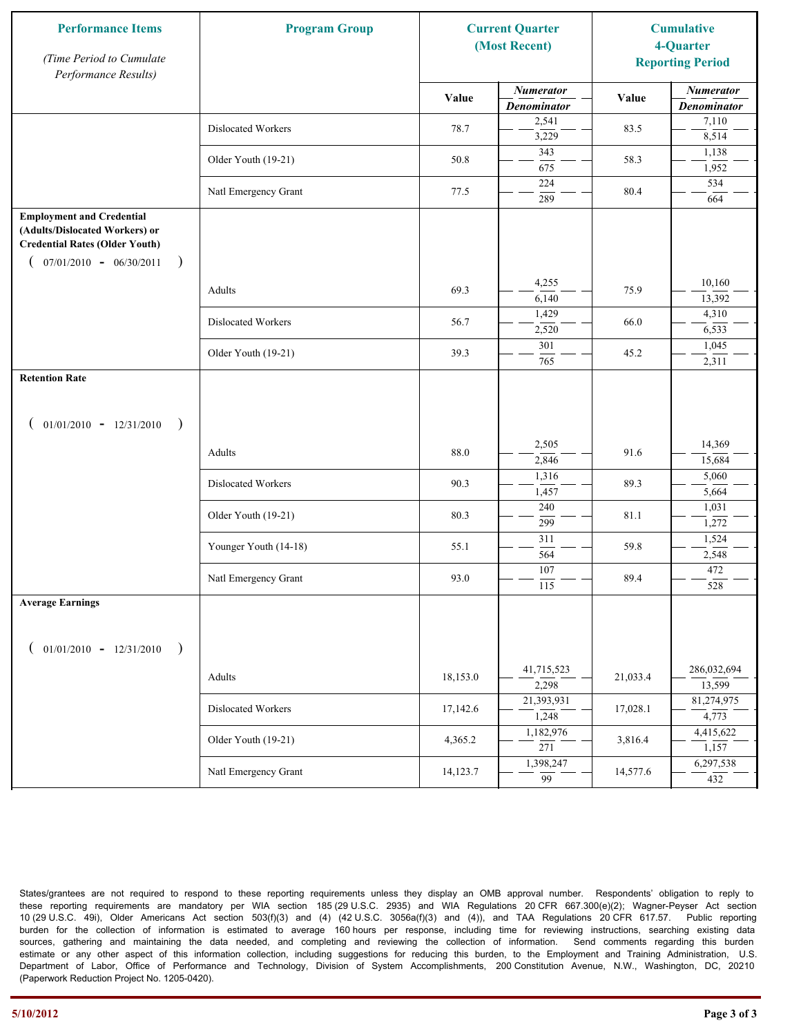| Performance Items<br>*(Time Period to Cumulate Performance Results)* | Program Group | Current Quarter (Most Recent) | | Cumulative 4-Quarter Reporting Period | |
|---|---|---|---|---|---|
| | | Value | *Numerator* / *Denominator* | Value | *Numerator* / *Denominator* |
| | Dislocated Workers | 78.7 | 2,541 / 3,229 | 83.5 | 7,110 / 8,514 |
| | Older Youth (19-21) | 50.8 | 343 / 675 | 58.3 | 1,138 / 1,952 |
| | Natl Emergency Grant | 77.5 | 224 / 289 | 80.4 | 534 / 664 |
| **Employment and Credential (Adults/Dislocated Workers) or Credential Rates (Older Youth)** ( 07/01/2010 - 06/30/2011 ) | Adults | 69.3 | 4,255 / 6,140 | 75.9 | 10,160 / 13,392 |
| | Dislocated Workers | 56.7 | 1,429 / 2,520 | 66.0 | 4,310 / 6,533 |
| | Older Youth (19-21) | 39.3 | 301 / 765 | 45.2 | 1,045 / 2,311 |
| **Retention Rate** ( 01/01/2010 - 12/31/2010 ) | Adults | 88.0 | 2,505 / 2,846 | 91.6 | 14,369 / 15,684 |
| | Dislocated Workers | 90.3 | 1,316 / 1,457 | 89.3 | 5,060 / 5,664 |
| | Older Youth (19-21) | 80.3 | 240 / 299 | 81.1 | 1,031 / 1,272 |
| | Younger Youth (14-18) | 55.1 | 311 / 564 | 59.8 | 1,524 / 2,548 |
| | Natl Emergency Grant | 93.0 | 107 / 115 | 89.4 | 472 / 528 |
| **Average Earnings** ( 01/01/2010 - 12/31/2010 ) | Adults | 18,153.0 | 41,715,523 / 2,298 | 21,033.4 | 286,032,694 / 13,599 |
| | Dislocated Workers | 17,142.6 | 21,393,931 / 1,248 | 17,028.1 | 81,274,975 / 4,773 |
| | Older Youth (19-21) | 4,365.2 | 1,182,976 / 271 | 3,816.4 | 4,415,622 / 1,157 |
| | Natl Emergency Grant | 14,123.7 | 1,398,247 / 99 | 14,577.6 | 6,297,538 / 432 |

States/grantees are not required to respond to these reporting requirements unless they display an OMB approval number. Respondents' obligation to reply to these reporting requirements are mandatory per WIA section 185 (29 U.S.C. 2935) and WIA Regulations 20 CFR 667.300(e)(2); Wagner-Peyser Act section 10 (29 U.S.C. 49i), Older Americans Act section 503(f)(3) and (4) (42 U.S.C. 3056a(f)(3) and (4)), and TAA Regulations 20 CFR 617.57. Public reporting burden for the collection of information is estimated to average 160 hours per response, including time for reviewing instructions, searching existing data sources, gathering and maintaining the data needed, and completing and reviewing the collection of information. Send comments regarding this burden estimate or any other aspect of this information collection, including suggestions for reducing this burden, to the Employment and Training Administration, U.S. Department of Labor, Office of Performance and Technology, Division of System Accomplishments, 200 Constitution Avenue, N.W., Washington, DC, 20210 (Paperwork Reduction Project No. 1205-0420).

5/10/2012